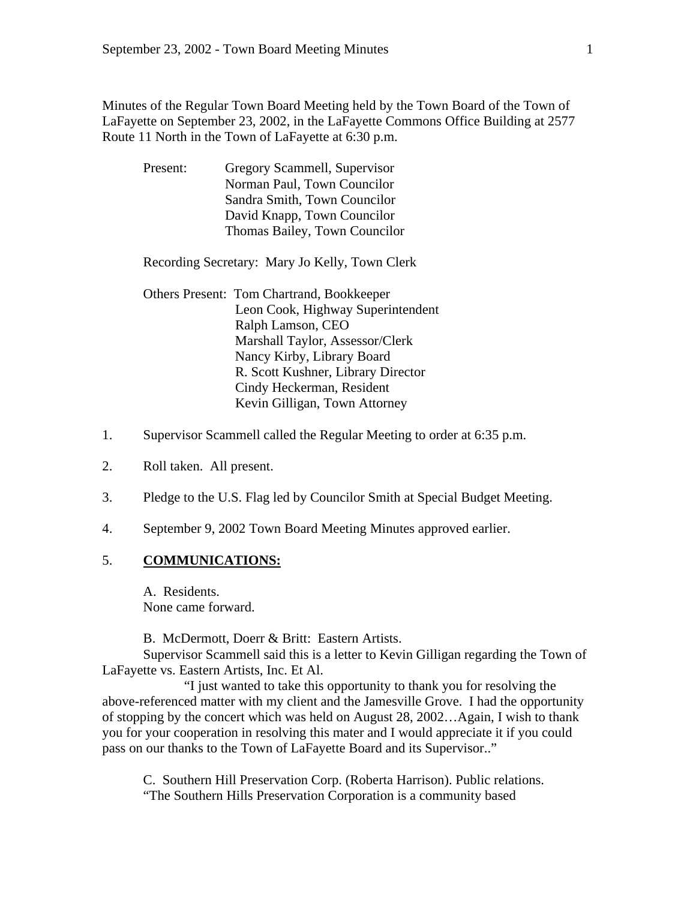Minutes of the Regular Town Board Meeting held by the Town Board of the Town of LaFayette on September 23, 2002, in the LaFayette Commons Office Building at 2577 Route 11 North in the Town of LaFayette at 6:30 p.m.

Present: Gregory Scammell, Supervisor
Norman Paul, Town Councilor
Sandra Smith, Town Councilor
David Knapp, Town Councilor
Thomas Bailey, Town Councilor

Recording Secretary: Mary Jo Kelly, Town Clerk

Others Present: Tom Chartrand, Bookkeeper
Leon Cook, Highway Superintendent
Ralph Lamson, CEO
Marshall Taylor, Assessor/Clerk
Nancy Kirby, Library Board
R. Scott Kushner, Library Director
Cindy Heckerman, Resident
Kevin Gilligan, Town Attorney

1. Supervisor Scammell called the Regular Meeting to order at 6:35 p.m.

2. Roll taken. All present.

3. Pledge to the U.S. Flag led by Councilor Smith at Special Budget Meeting.

4. September 9, 2002 Town Board Meeting Minutes approved earlier.

5. **COMMUNICATIONS:**

A. Residents.
None came forward.

B. McDermott, Doerr & Britt: Eastern Artists.
Supervisor Scammell said this is a letter to Kevin Gilligan regarding the Town of LaFayette vs. Eastern Artists, Inc. Et Al.

"I just wanted to take this opportunity to thank you for resolving the above-referenced matter with my client and the Jamesville Grove. I had the opportunity of stopping by the concert which was held on August 28, 2002…Again, I wish to thank you for your cooperation in resolving this mater and I would appreciate it if you could pass on our thanks to the Town of LaFayette Board and its Supervisor.."

C. Southern Hill Preservation Corp. (Roberta Harrison). Public relations.
"The Southern Hills Preservation Corporation is a community based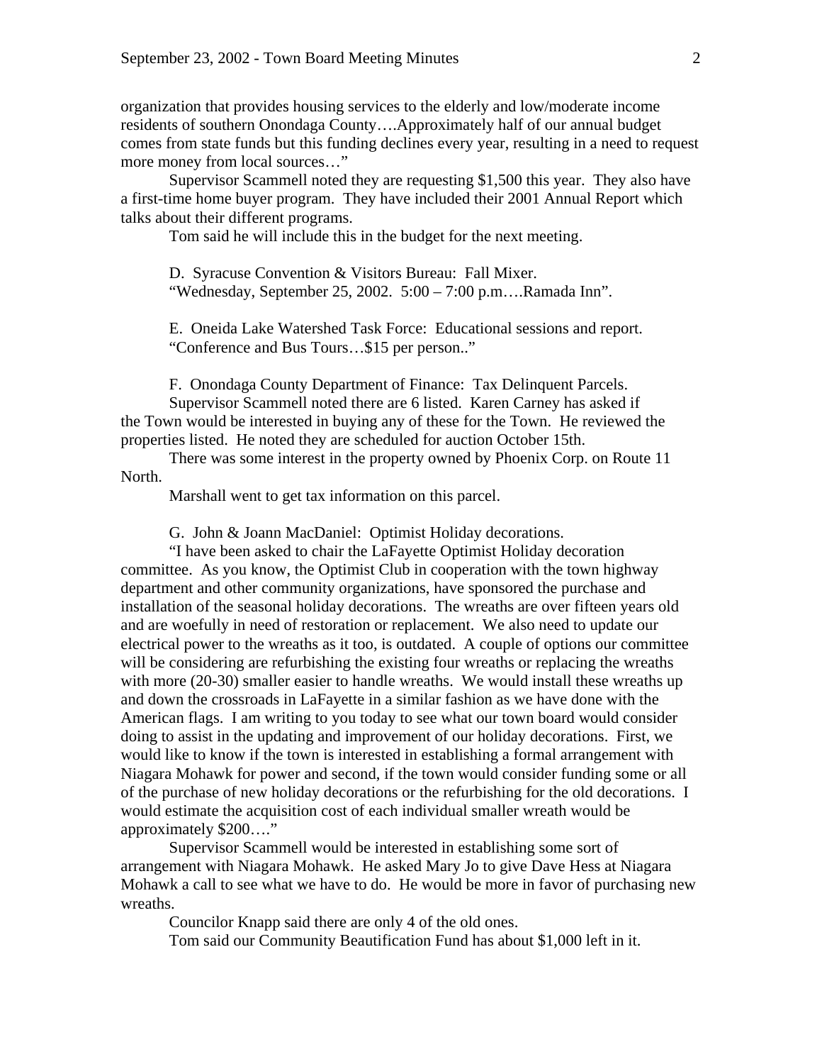organization that provides housing services to the elderly and low/moderate income residents of southern Onondaga County….Approximately half of our annual budget comes from state funds but this funding declines every year, resulting in a need to request more money from local sources…"

Supervisor Scammell noted they are requesting $1,500 this year. They also have a first-time home buyer program. They have included their 2001 Annual Report which talks about their different programs.

Tom said he will include this in the budget for the next meeting.

D. Syracuse Convention & Visitors Bureau: Fall Mixer.
"Wednesday, September 25, 2002. 5:00 – 7:00 p.m….Ramada Inn".

E. Oneida Lake Watershed Task Force: Educational sessions and report.
"Conference and Bus Tours…$15 per person.."

F. Onondaga County Department of Finance: Tax Delinquent Parcels.
Supervisor Scammell noted there are 6 listed. Karen Carney has asked if the Town would be interested in buying any of these for the Town. He reviewed the properties listed. He noted they are scheduled for auction October 15th.

There was some interest in the property owned by Phoenix Corp. on Route 11 North.

Marshall went to get tax information on this parcel.

G. John & Joann MacDaniel: Optimist Holiday decorations.
"I have been asked to chair the LaFayette Optimist Holiday decoration committee. As you know, the Optimist Club in cooperation with the town highway department and other community organizations, have sponsored the purchase and installation of the seasonal holiday decorations. The wreaths are over fifteen years old and are woefully in need of restoration or replacement. We also need to update our electrical power to the wreaths as it too, is outdated. A couple of options our committee will be considering are refurbishing the existing four wreaths or replacing the wreaths with more (20-30) smaller easier to handle wreaths. We would install these wreaths up and down the crossroads in LaFayette in a similar fashion as we have done with the American flags. I am writing to you today to see what our town board would consider doing to assist in the updating and improvement of our holiday decorations. First, we would like to know if the town is interested in establishing a formal arrangement with Niagara Mohawk for power and second, if the town would consider funding some or all of the purchase of new holiday decorations or the refurbishing for the old decorations. I would estimate the acquisition cost of each individual smaller wreath would be approximately $200…."

Supervisor Scammell would be interested in establishing some sort of arrangement with Niagara Mohawk. He asked Mary Jo to give Dave Hess at Niagara Mohawk a call to see what we have to do. He would be more in favor of purchasing new wreaths.

Councilor Knapp said there are only 4 of the old ones.

Tom said our Community Beautification Fund has about $1,000 left in it.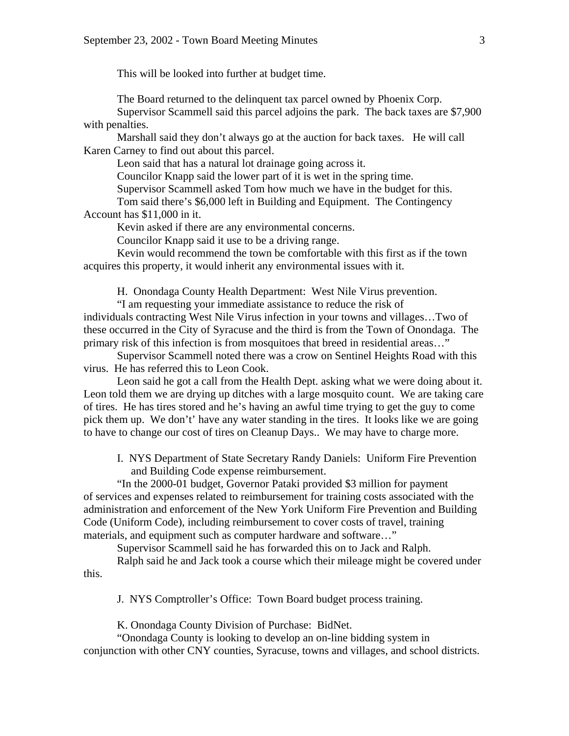This will be looked into further at budget time.

The Board returned to the delinquent tax parcel owned by Phoenix Corp.

Supervisor Scammell said this parcel adjoins the park. The back taxes are $7,900 with penalties.

Marshall said they don't always go at the auction for back taxes. He will call Karen Carney to find out about this parcel.

Leon said that has a natural lot drainage going across it.

Councilor Knapp said the lower part of it is wet in the spring time.

Supervisor Scammell asked Tom how much we have in the budget for this.

Tom said there's $6,000 left in Building and Equipment. The Contingency Account has $11,000 in it.

Kevin asked if there are any environmental concerns.

Councilor Knapp said it use to be a driving range.

Kevin would recommend the town be comfortable with this first as if the town acquires this property, it would inherit any environmental issues with it.

H. Onondaga County Health Department: West Nile Virus prevention.

"I am requesting your immediate assistance to reduce the risk of individuals contracting West Nile Virus infection in your towns and villages…Two of these occurred in the City of Syracuse and the third is from the Town of Onondaga. The primary risk of this infection is from mosquitoes that breed in residential areas…"

Supervisor Scammell noted there was a crow on Sentinel Heights Road with this virus. He has referred this to Leon Cook.

Leon said he got a call from the Health Dept. asking what we were doing about it. Leon told them we are drying up ditches with a large mosquito count. We are taking care of tires. He has tires stored and he's having an awful time trying to get the guy to come pick them up. We don't' have any water standing in the tires. It looks like we are going to have to change our cost of tires on Cleanup Days.. We may have to charge more.

I. NYS Department of State Secretary Randy Daniels: Uniform Fire Prevention and Building Code expense reimbursement.

"In the 2000-01 budget, Governor Pataki provided $3 million for payment of services and expenses related to reimbursement for training costs associated with the administration and enforcement of the New York Uniform Fire Prevention and Building Code (Uniform Code), including reimbursement to cover costs of travel, training materials, and equipment such as computer hardware and software…"

Supervisor Scammell said he has forwarded this on to Jack and Ralph.

Ralph said he and Jack took a course which their mileage might be covered under this.

J. NYS Comptroller's Office: Town Board budget process training.

K. Onondaga County Division of Purchase: BidNet.

"Onondaga County is looking to develop an on-line bidding system in conjunction with other CNY counties, Syracuse, towns and villages, and school districts.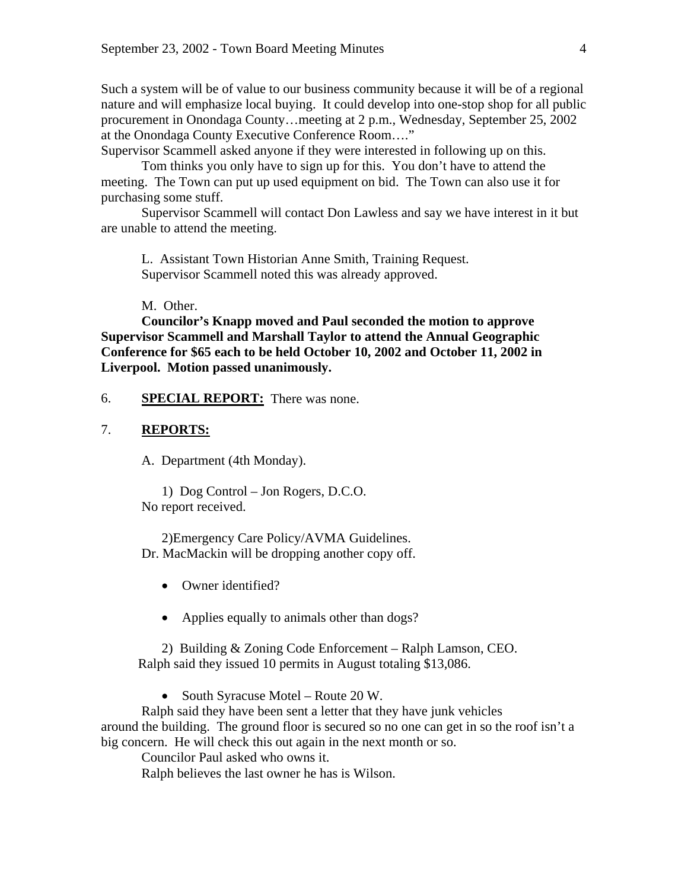Such a system will be of value to our business community because it will be of a regional nature and will emphasize local buying. It could develop into one-stop shop for all public procurement in Onondaga County…meeting at 2 p.m., Wednesday, September 25, 2002 at the Onondaga County Executive Conference Room…."

Supervisor Scammell asked anyone if they were interested in following up on this.

Tom thinks you only have to sign up for this. You don't have to attend the meeting. The Town can put up used equipment on bid. The Town can also use it for purchasing some stuff.

Supervisor Scammell will contact Don Lawless and say we have interest in it but are unable to attend the meeting.

L. Assistant Town Historian Anne Smith, Training Request.
Supervisor Scammell noted this was already approved.

M. Other.

**Councilor's Knapp moved and Paul seconded the motion to approve Supervisor Scammell and Marshall Taylor to attend the Annual Geographic Conference for $65 each to be held October 10, 2002 and October 11, 2002 in Liverpool. Motion passed unanimously.**

6. **SPECIAL REPORT:** There was none.

7. **REPORTS:**

A. Department (4th Monday).

1) Dog Control – Jon Rogers, D.C.O.
No report received.

2)Emergency Care Policy/AVMA Guidelines.
Dr. MacMackin will be dropping another copy off.

- Owner identified?
- Applies equally to animals other than dogs?

2) Building & Zoning Code Enforcement – Ralph Lamson, CEO.
Ralph said they issued 10 permits in August totaling $13,086.

- South Syracuse Motel – Route 20 W.

Ralph said they have been sent a letter that they have junk vehicles around the building. The ground floor is secured so no one can get in so the roof isn't a big concern. He will check this out again in the next month or so.

Councilor Paul asked who owns it.

Ralph believes the last owner he has is Wilson.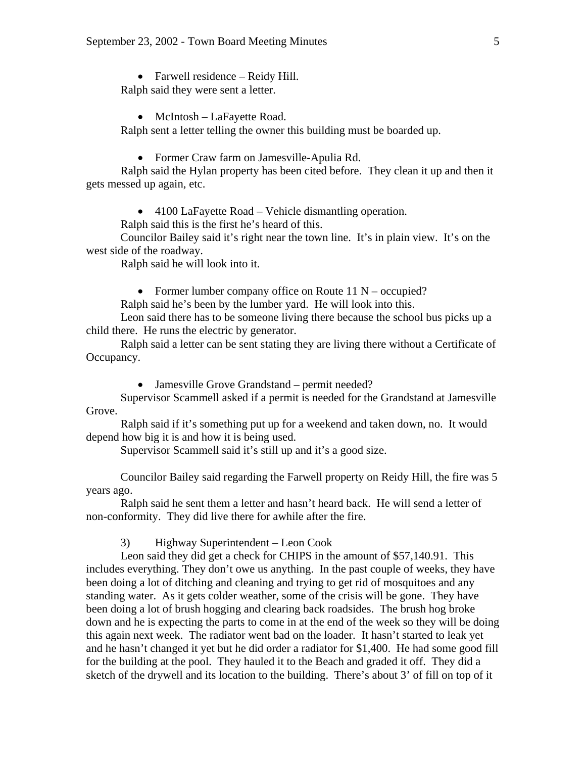- Farwell residence – Reidy Hill.

Ralph said they were sent a letter.

- McIntosh – LaFayette Road.

Ralph sent a letter telling the owner this building must be boarded up.

- Former Craw farm on Jamesville-Apulia Rd.

Ralph said the Hylan property has been cited before. They clean it up and then it gets messed up again, etc.

- 4100 LaFayette Road – Vehicle dismantling operation.

Ralph said this is the first he's heard of this.

Councilor Bailey said it's right near the town line. It's in plain view. It's on the west side of the roadway.

Ralph said he will look into it.

- Former lumber company office on Route 11 N – occupied?

Ralph said he's been by the lumber yard. He will look into this.

Leon said there has to be someone living there because the school bus picks up a child there. He runs the electric by generator.

Ralph said a letter can be sent stating they are living there without a Certificate of Occupancy.

- Jamesville Grove Grandstand – permit needed?

Supervisor Scammell asked if a permit is needed for the Grandstand at Jamesville Grove.

Ralph said if it's something put up for a weekend and taken down, no. It would depend how big it is and how it is being used.

Supervisor Scammell said it's still up and it's a good size.

Councilor Bailey said regarding the Farwell property on Reidy Hill, the fire was 5 years ago.

Ralph said he sent them a letter and hasn't heard back. He will send a letter of non-conformity. They did live there for awhile after the fire.

3) Highway Superintendent – Leon Cook

Leon said they did get a check for CHIPS in the amount of $57,140.91. This includes everything. They don't owe us anything. In the past couple of weeks, they have been doing a lot of ditching and cleaning and trying to get rid of mosquitoes and any standing water. As it gets colder weather, some of the crisis will be gone. They have been doing a lot of brush hogging and clearing back roadsides. The brush hog broke down and he is expecting the parts to come in at the end of the week so they will be doing this again next week. The radiator went bad on the loader. It hasn't started to leak yet and he hasn't changed it yet but he did order a radiator for $1,400. He had some good fill for the building at the pool. They hauled it to the Beach and graded it off. They did a sketch of the drywell and its location to the building. There's about 3' of fill on top of it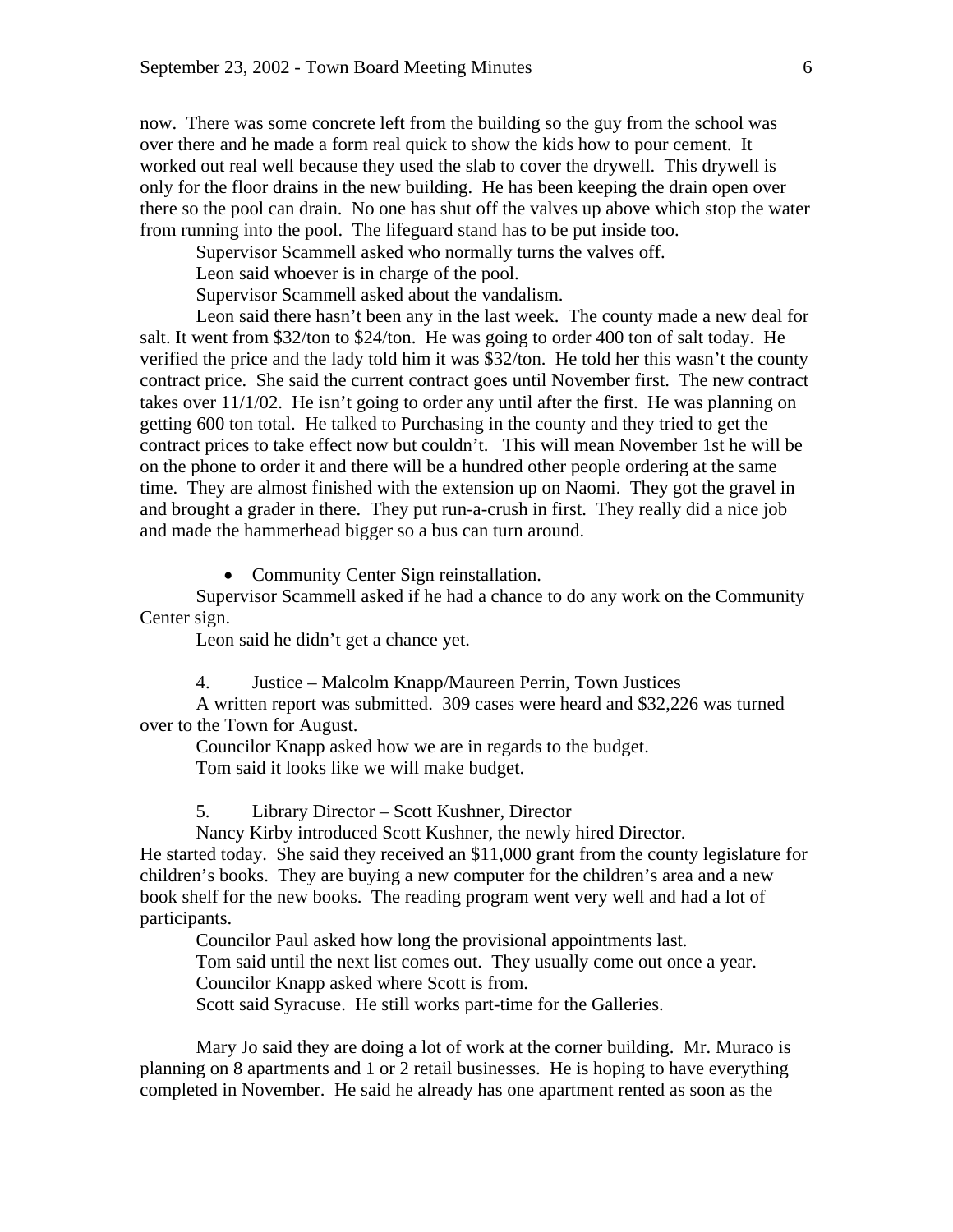now. There was some concrete left from the building so the guy from the school was over there and he made a form real quick to show the kids how to pour cement. It worked out real well because they used the slab to cover the drywell. This drywell is only for the floor drains in the new building. He has been keeping the drain open over there so the pool can drain. No one has shut off the valves up above which stop the water from running into the pool. The lifeguard stand has to be put inside too.

Supervisor Scammell asked who normally turns the valves off.

Leon said whoever is in charge of the pool.

Supervisor Scammell asked about the vandalism.

Leon said there hasn't been any in the last week. The county made a new deal for salt. It went from $32/ton to $24/ton. He was going to order 400 ton of salt today. He verified the price and the lady told him it was $32/ton. He told her this wasn't the county contract price. She said the current contract goes until November first. The new contract takes over 11/1/02. He isn't going to order any until after the first. He was planning on getting 600 ton total. He talked to Purchasing in the county and they tried to get the contract prices to take effect now but couldn't. This will mean November 1st he will be on the phone to order it and there will be a hundred other people ordering at the same time. They are almost finished with the extension up on Naomi. They got the gravel in and brought a grader in there. They put run-a-crush in first. They really did a nice job and made the hammerhead bigger so a bus can turn around.

- Community Center Sign reinstallation.

Supervisor Scammell asked if he had a chance to do any work on the Community Center sign.

Leon said he didn't get a chance yet.

4. Justice – Malcolm Knapp/Maureen Perrin, Town Justices

A written report was submitted. 309 cases were heard and $32,226 was turned over to the Town for August.

Councilor Knapp asked how we are in regards to the budget.

Tom said it looks like we will make budget.

5. Library Director – Scott Kushner, Director

Nancy Kirby introduced Scott Kushner, the newly hired Director. He started today. She said they received an $11,000 grant from the county legislature for children's books. They are buying a new computer for the children's area and a new book shelf for the new books. The reading program went very well and had a lot of participants.

Councilor Paul asked how long the provisional appointments last.

Tom said until the next list comes out. They usually come out once a year.

Councilor Knapp asked where Scott is from.

Scott said Syracuse. He still works part-time for the Galleries.

Mary Jo said they are doing a lot of work at the corner building. Mr. Muraco is planning on 8 apartments and 1 or 2 retail businesses. He is hoping to have everything completed in November. He said he already has one apartment rented as soon as the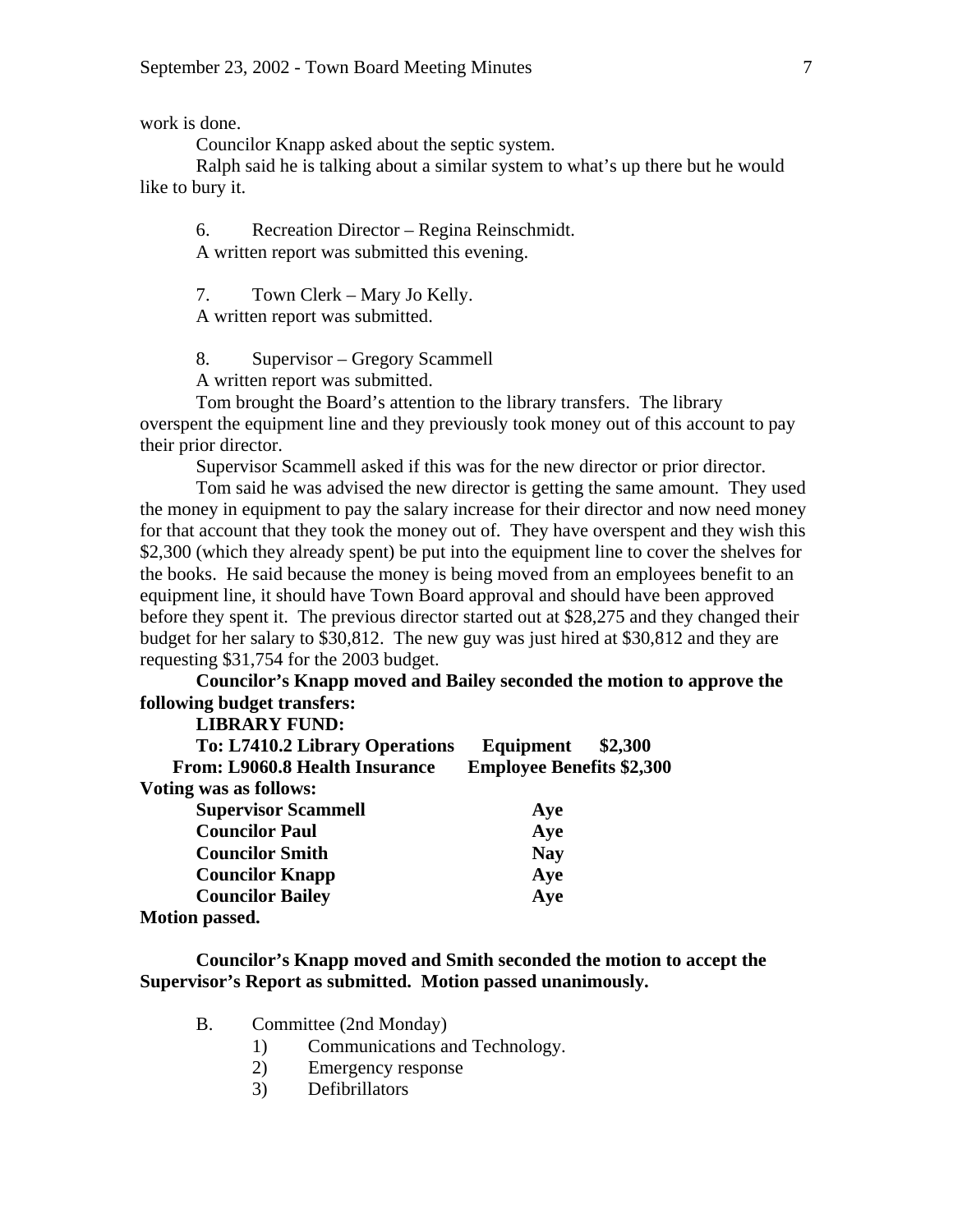work is done.

Councilor Knapp asked about the septic system.

Ralph said he is talking about a similar system to what's up there but he would like to bury it.

6. Recreation Director – Regina Reinschmidt.

A written report was submitted this evening.

7. Town Clerk – Mary Jo Kelly.

A written report was submitted.

8. Supervisor – Gregory Scammell

A written report was submitted.

Tom brought the Board's attention to the library transfers. The library overspent the equipment line and they previously took money out of this account to pay their prior director.

Supervisor Scammell asked if this was for the new director or prior director.

Tom said he was advised the new director is getting the same amount. They used the money in equipment to pay the salary increase for their director and now need money for that account that they took the money out of. They have overspent and they wish this $2,300 (which they already spent) be put into the equipment line to cover the shelves for the books. He said because the money is being moved from an employees benefit to an equipment line, it should have Town Board approval and should have been approved before they spent it. The previous director started out at $28,275 and they changed their budget for her salary to $30,812. The new guy was just hired at $30,812 and they are requesting $31,754 for the 2003 budget.

**Councilor's Knapp moved and Bailey seconded the motion to approve the following budget transfers:**

**LIBRARY FUND:**

**To: L7410.2 Library Operations Equipment $2,300**

**From: L9060.8 Health Insurance Employee Benefits $2,300**

**Voting was as follows:**

| | |
|---|---|
| **Supervisor Scammell** | **Aye** |
| **Councilor Paul** | **Aye** |
| **Councilor Smith** | **Nay** |
| **Councilor Knapp** | **Aye** |
| **Councilor Bailey** | **Aye** |

**Motion passed.**

**Councilor's Knapp moved and Smith seconded the motion to accept the Supervisor's Report as submitted. Motion passed unanimously.**

B. Committee (2nd Monday)

1) Communications and Technology.
2) Emergency response
3) Defibrillators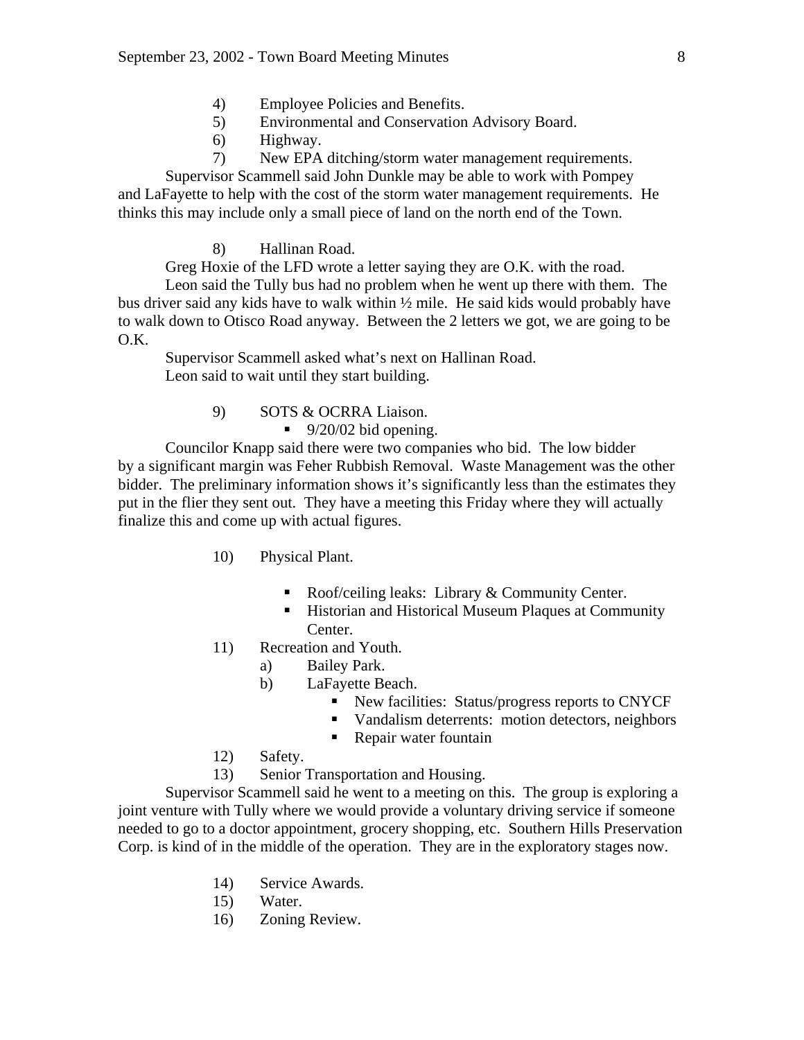4) Employee Policies and Benefits.
5) Environmental and Conservation Advisory Board.
6) Highway.
7) New EPA ditching/storm water management requirements.

Supervisor Scammell said John Dunkle may be able to work with Pompey and LaFayette to help with the cost of the storm water management requirements. He thinks this may include only a small piece of land on the north end of the Town.

8) Hallinan Road.

Greg Hoxie of the LFD wrote a letter saying they are O.K. with the road.

Leon said the Tully bus had no problem when he went up there with them. The bus driver said any kids have to walk within ½ mile. He said kids would probably have to walk down to Otisco Road anyway. Between the 2 letters we got, we are going to be O.K.

Supervisor Scammell asked what's next on Hallinan Road.

Leon said to wait until they start building.

9) SOTS & OCRRA Liaison.
   - 9/20/02 bid opening.

Councilor Knapp said there were two companies who bid. The low bidder by a significant margin was Feher Rubbish Removal. Waste Management was the other bidder. The preliminary information shows it's significantly less than the estimates they put in the flier they sent out. They have a meeting this Friday where they will actually finalize this and come up with actual figures.

10) Physical Plant.
   - Roof/ceiling leaks: Library & Community Center.
   - Historian and Historical Museum Plaques at Community Center.

11) Recreation and Youth.
   a) Bailey Park.
   b) LaFayette Beach.
      - New facilities: Status/progress reports to CNYCF
      - Vandalism deterrents: motion detectors, neighbors
      - Repair water fountain

12) Safety.
13) Senior Transportation and Housing.

Supervisor Scammell said he went to a meeting on this. The group is exploring a joint venture with Tully where we would provide a voluntary driving service if someone needed to go to a doctor appointment, grocery shopping, etc. Southern Hills Preservation Corp. is kind of in the middle of the operation. They are in the exploratory stages now.

14) Service Awards.
15) Water.
16) Zoning Review.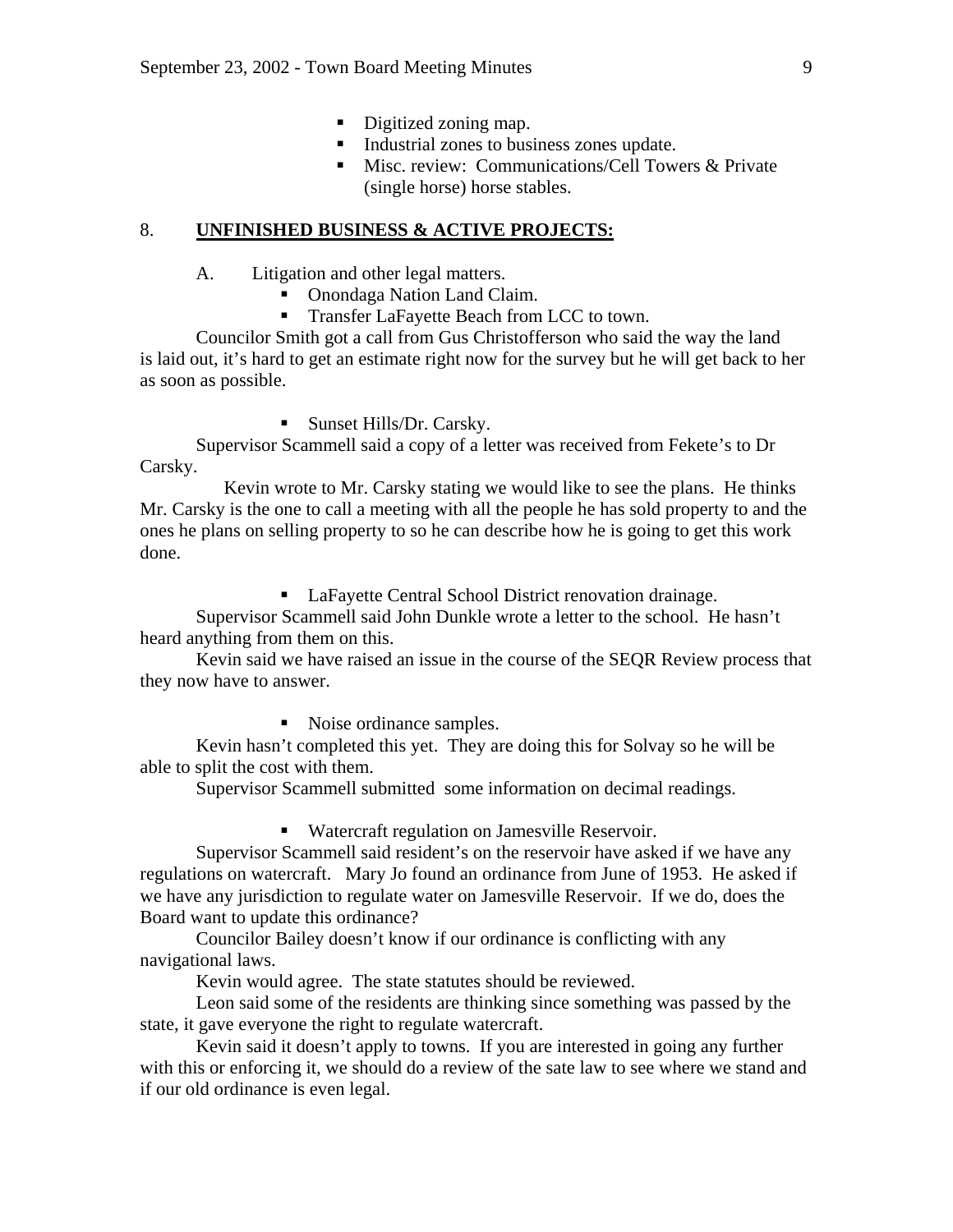- Digitized zoning map.
- Industrial zones to business zones update.
- Misc. review: Communications/Cell Towers & Private (single horse) horse stables.

8. **UNFINISHED BUSINESS & ACTIVE PROJECTS:**

A. Litigation and other legal matters.

- Onondaga Nation Land Claim.
- Transfer LaFayette Beach from LCC to town.

Councilor Smith got a call from Gus Christofferson who said the way the land is laid out, it's hard to get an estimate right now for the survey but he will get back to her as soon as possible.

- Sunset Hills/Dr. Carsky.

Supervisor Scammell said a copy of a letter was received from Fekete's to Dr Carsky.

Kevin wrote to Mr. Carsky stating we would like to see the plans. He thinks Mr. Carsky is the one to call a meeting with all the people he has sold property to and the ones he plans on selling property to so he can describe how he is going to get this work done.

- LaFayette Central School District renovation drainage.

Supervisor Scammell said John Dunkle wrote a letter to the school. He hasn't heard anything from them on this.

Kevin said we have raised an issue in the course of the SEQR Review process that they now have to answer.

- Noise ordinance samples.

Kevin hasn't completed this yet. They are doing this for Solvay so he will be able to split the cost with them.

Supervisor Scammell submitted some information on decimal readings.

- Watercraft regulation on Jamesville Reservoir.

Supervisor Scammell said resident's on the reservoir have asked if we have any regulations on watercraft. Mary Jo found an ordinance from June of 1953. He asked if we have any jurisdiction to regulate water on Jamesville Reservoir. If we do, does the Board want to update this ordinance?

Councilor Bailey doesn't know if our ordinance is conflicting with any navigational laws.

Kevin would agree. The state statutes should be reviewed.

Leon said some of the residents are thinking since something was passed by the state, it gave everyone the right to regulate watercraft.

Kevin said it doesn't apply to towns. If you are interested in going any further with this or enforcing it, we should do a review of the sate law to see where we stand and if our old ordinance is even legal.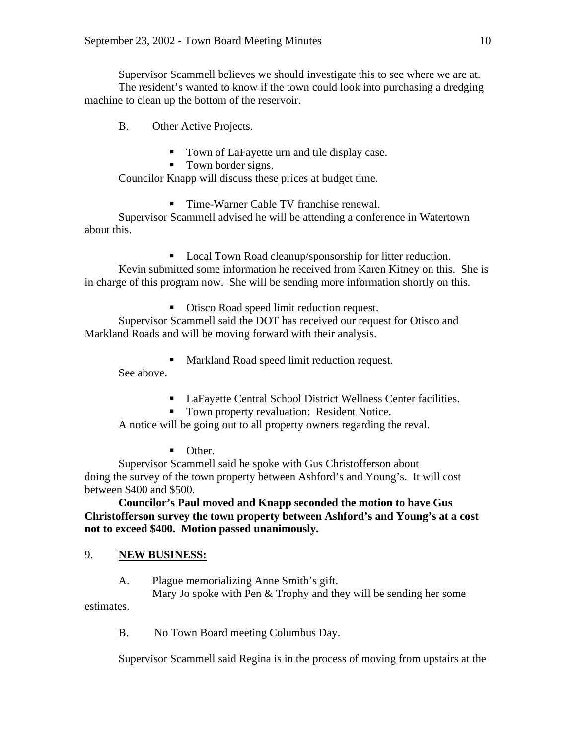Supervisor Scammell believes we should investigate this to see where we are at.

The resident's wanted to know if the town could look into purchasing a dredging machine to clean up the bottom of the reservoir.

B. Other Active Projects.

- Town of LaFayette urn and tile display case.
- Town border signs.

Councilor Knapp will discuss these prices at budget time.

- Time-Warner Cable TV franchise renewal.

Supervisor Scammell advised he will be attending a conference in Watertown about this.

- Local Town Road cleanup/sponsorship for litter reduction.

Kevin submitted some information he received from Karen Kitney on this. She is in charge of this program now. She will be sending more information shortly on this.

- Otisco Road speed limit reduction request.

Supervisor Scammell said the DOT has received our request for Otisco and Markland Roads and will be moving forward with their analysis.

- Markland Road speed limit reduction request.

See above.

- LaFayette Central School District Wellness Center facilities.
- Town property revaluation: Resident Notice.

A notice will be going out to all property owners regarding the reval.

- Other.

Supervisor Scammell said he spoke with Gus Christofferson about doing the survey of the town property between Ashford's and Young's. It will cost between $400 and $500.

**Councilor's Paul moved and Knapp seconded the motion to have Gus Christofferson survey the town property between Ashford's and Young's at a cost not to exceed $400. Motion passed unanimously.**

9. **<u>NEW BUSINESS:</u>**

A. Plague memorializing Anne Smith's gift.

Mary Jo spoke with Pen & Trophy and they will be sending her some estimates.

B. No Town Board meeting Columbus Day.

Supervisor Scammell said Regina is in the process of moving from upstairs at the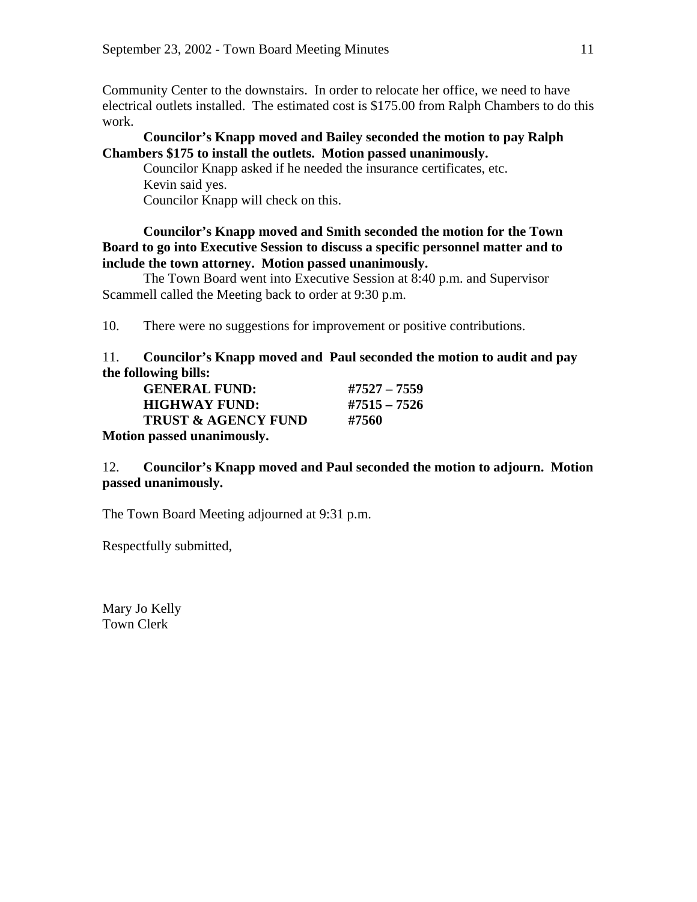Community Center to the downstairs. In order to relocate her office, we need to have electrical outlets installed. The estimated cost is $175.00 from Ralph Chambers to do this work.

**Councilor's Knapp moved and Bailey seconded the motion to pay Ralph Chambers $175 to install the outlets. Motion passed unanimously.**

Councilor Knapp asked if he needed the insurance certificates, etc.
Kevin said yes.
Councilor Knapp will check on this.

**Councilor's Knapp moved and Smith seconded the motion for the Town Board to go into Executive Session to discuss a specific personnel matter and to include the town attorney. Motion passed unanimously.**

The Town Board went into Executive Session at 8:40 p.m. and Supervisor Scammell called the Meeting back to order at 9:30 p.m.

10. There were no suggestions for improvement or positive contributions.

11. **Councilor's Knapp moved and Paul seconded the motion to audit and pay the following bills:**

| | |
|---|---|
| **GENERAL FUND:** | **#7527 – 7559** |
| **HIGHWAY FUND:** | **#7515 – 7526** |
| **TRUST & AGENCY FUND** | **#7560** |

**Motion passed unanimously.**

12. **Councilor's Knapp moved and Paul seconded the motion to adjourn. Motion passed unanimously.**

The Town Board Meeting adjourned at 9:31 p.m.

Respectfully submitted,

Mary Jo Kelly
Town Clerk